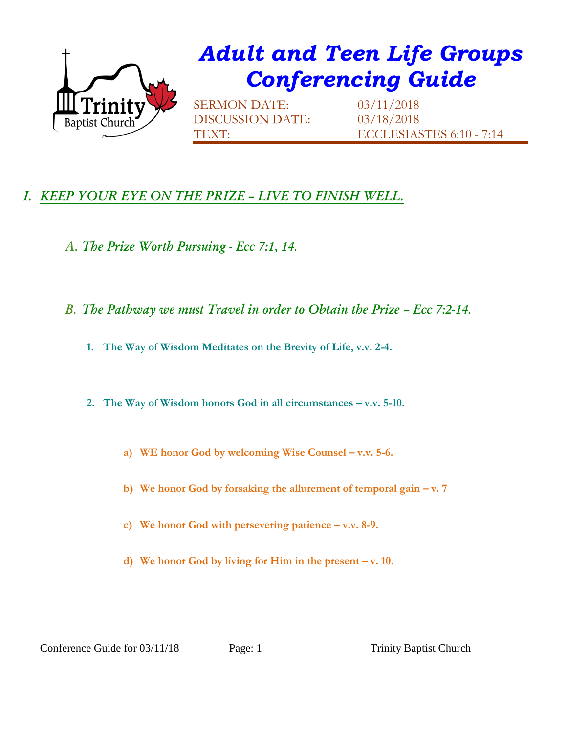# *Adult and Teen Life Groups Conferencing Guide*

SERMON DATE: 03/11/2018
DISCUSSION DATE: 03/18/2018
TEXT: ECCLESIASTES 6:10 - 7:14

## *I. KEEP YOUR EYE ON THE PRIZE – LIVE TO FINISH WELL.*

### *A. The Prize Worth Pursuing - Ecc 7:1, 14.*

### *B. The Pathway we must Travel in order to Obtain the Prize – Ecc 7:2-14.*

1. **The Way of Wisdom Meditates on the Brevity of Life, v.v. 2-4.**

2. **The Way of Wisdom honors God in all circumstances – v.v. 5-10.**

   a) **WE honor God by welcoming Wise Counsel – v.v. 5-6.**

   b) **We honor God by forsaking the allurement of temporal gain – v. 7**

   c) **We honor God with persevering patience – v.v. 8-9.**

   d) **We honor God by living for Him in the present – v. 10.**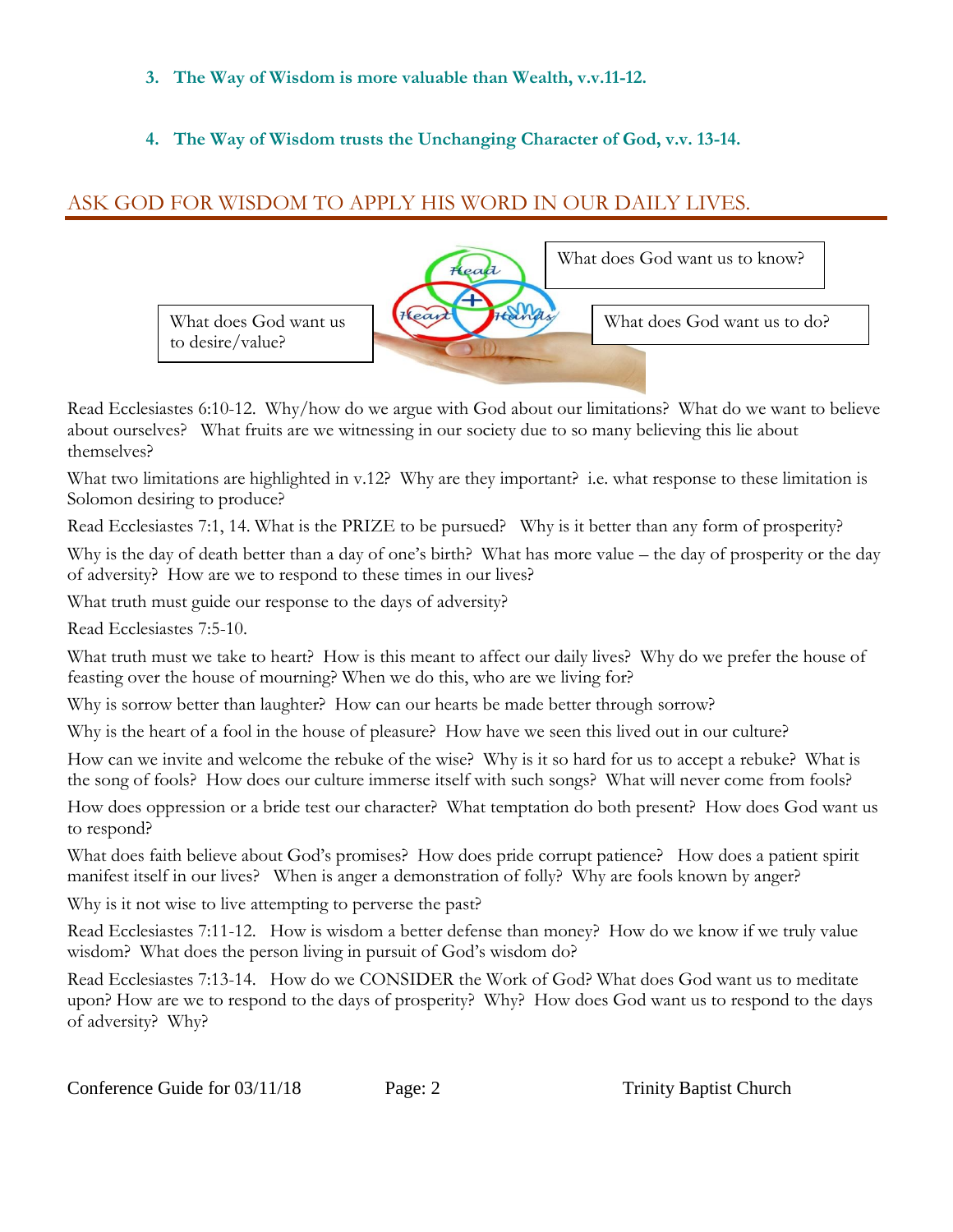3. **The Way of Wisdom is more valuable than Wealth, v.v.11-12.**

4. **The Way of Wisdom trusts the Unchanging Character of God, v.v. 13-14.**

## ASK GOD FOR WISDOM TO APPLY HIS WORD IN OUR DAILY LIVES.

What does God want us to know?

What does God want us to desire/value?

What does God want us to do?

Read Ecclesiastes 6:10-12. Why/how do we argue with God about our limitations? What do we want to believe about ourselves? What fruits are we witnessing in our society due to so many believing this lie about themselves?

What two limitations are highlighted in v.12? Why are they important? i.e. what response to these limitation is Solomon desiring to produce?

Read Ecclesiastes 7:1, 14. What is the PRIZE to be pursued? Why is it better than any form of prosperity?

Why is the day of death better than a day of one's birth? What has more value – the day of prosperity or the day of adversity? How are we to respond to these times in our lives?

What truth must guide our response to the days of adversity?

Read Ecclesiastes 7:5-10.

What truth must we take to heart? How is this meant to affect our daily lives? Why do we prefer the house of feasting over the house of mourning? When we do this, who are we living for?

Why is sorrow better than laughter? How can our hearts be made better through sorrow?

Why is the heart of a fool in the house of pleasure? How have we seen this lived out in our culture?

How can we invite and welcome the rebuke of the wise? Why is it so hard for us to accept a rebuke? What is the song of fools? How does our culture immerse itself with such songs? What will never come from fools?

How does oppression or a bride test our character? What temptation do both present? How does God want us to respond?

What does faith believe about God's promises? How does pride corrupt patience? How does a patient spirit manifest itself in our lives? When is anger a demonstration of folly? Why are fools known by anger?

Why is it not wise to live attempting to perverse the past?

Read Ecclesiastes 7:11-12. How is wisdom a better defense than money? How do we know if we truly value wisdom? What does the person living in pursuit of God's wisdom do?

Read Ecclesiastes 7:13-14. How do we CONSIDER the Work of God? What does God want us to meditate upon? How are we to respond to the days of prosperity? Why? How does God want us to respond to the days of adversity? Why?